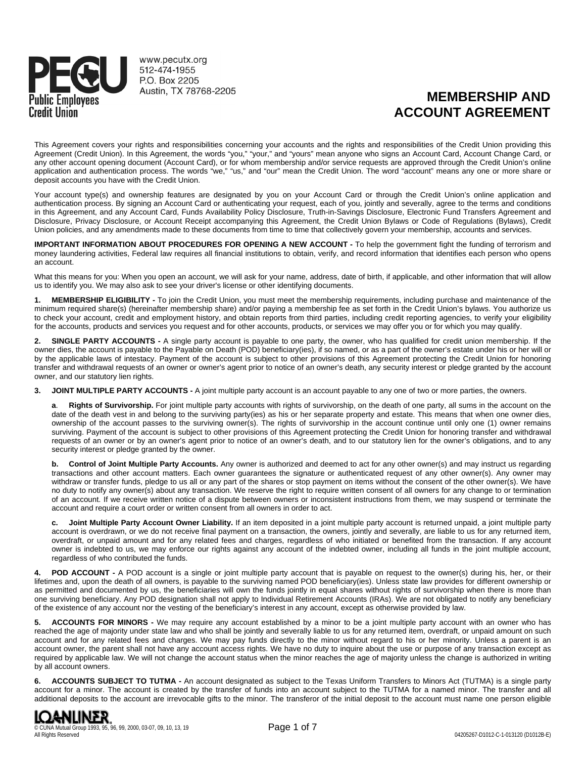Public Employees Credit Union

www.pecutx.org
512-474-1955
P.O. Box 2205
Austin, TX 78768-2205

# MEMBERSHIP AND ACCOUNT AGREEMENT

This Agreement covers your rights and responsibilities concerning your accounts and the rights and responsibilities of the Credit Union providing this Agreement (Credit Union). In this Agreement, the words "you," "your," and "yours" mean anyone who signs an Account Card, Account Change Card, or any other account opening document (Account Card), or for whom membership and/or service requests are approved through the Credit Union's online application and authentication process. The words "we," "us," and "our" mean the Credit Union. The word "account" means any one or more share or deposit accounts you have with the Credit Union.

Your account type(s) and ownership features are designated by you on your Account Card or through the Credit Union's online application and authentication process. By signing an Account Card or authenticating your request, each of you, jointly and severally, agree to the terms and conditions in this Agreement, and any Account Card, Funds Availability Policy Disclosure, Truth-in-Savings Disclosure, Electronic Fund Transfers Agreement and Disclosure, Privacy Disclosure, or Account Receipt accompanying this Agreement, the Credit Union Bylaws or Code of Regulations (Bylaws), Credit Union policies, and any amendments made to these documents from time to time that collectively govern your membership, accounts and services.

**IMPORTANT INFORMATION ABOUT PROCEDURES FOR OPENING A NEW ACCOUNT -** To help the government fight the funding of terrorism and money laundering activities, Federal law requires all financial institutions to obtain, verify, and record information that identifies each person who opens an account.

What this means for you: When you open an account, we will ask for your name, address, date of birth, if applicable, and other information that will allow us to identify you. We may also ask to see your driver's license or other identifying documents.

**1. MEMBERSHIP ELIGIBILITY -** To join the Credit Union, you must meet the membership requirements, including purchase and maintenance of the minimum required share(s) (hereinafter membership share) and/or paying a membership fee as set forth in the Credit Union's bylaws. You authorize us to check your account, credit and employment history, and obtain reports from third parties, including credit reporting agencies, to verify your eligibility for the accounts, products and services you request and for other accounts, products, or services we may offer you or for which you may qualify.

**2. SINGLE PARTY ACCOUNTS -** A single party account is payable to one party, the owner, who has qualified for credit union membership. If the owner dies, the account is payable to the Payable on Death (POD) beneficiary(ies), if so named, or as a part of the owner's estate under his or her will or by the applicable laws of intestacy. Payment of the account is subject to other provisions of this Agreement protecting the Credit Union for honoring transfer and withdrawal requests of an owner or owner's agent prior to notice of an owner's death, any security interest or pledge granted by the account owner, and our statutory lien rights.

**3. JOINT MULTIPLE PARTY ACCOUNTS -** A joint multiple party account is an account payable to any one of two or more parties, the owners.

**a. Rights of Survivorship.** For joint multiple party accounts with rights of survivorship, on the death of one party, all sums in the account on the date of the death vest in and belong to the surviving party(ies) as his or her separate property and estate. This means that when one owner dies, ownership of the account passes to the surviving owner(s). The rights of survivorship in the account continue until only one (1) owner remains surviving. Payment of the account is subject to other provisions of this Agreement protecting the Credit Union for honoring transfer and withdrawal requests of an owner or by an owner's agent prior to notice of an owner's death, and to our statutory lien for the owner's obligations, and to any security interest or pledge granted by the owner.

**b. Control of Joint Multiple Party Accounts.** Any owner is authorized and deemed to act for any other owner(s) and may instruct us regarding transactions and other account matters. Each owner guarantees the signature or authenticated request of any other owner(s). Any owner may withdraw or transfer funds, pledge to us all or any part of the shares or stop payment on items without the consent of the other owner(s). We have no duty to notify any owner(s) about any transaction. We reserve the right to require written consent of all owners for any change to or termination of an account. If we receive written notice of a dispute between owners or inconsistent instructions from them, we may suspend or terminate the account and require a court order or written consent from all owners in order to act.

**c. Joint Multiple Party Account Owner Liability.** If an item deposited in a joint multiple party account is returned unpaid, a joint multiple party account is overdrawn, or we do not receive final payment on a transaction, the owners, jointly and severally, are liable to us for any returned item, overdraft, or unpaid amount and for any related fees and charges, regardless of who initiated or benefited from the transaction. If any account owner is indebted to us, we may enforce our rights against any account of the indebted owner, including all funds in the joint multiple account, regardless of who contributed the funds.

**4. POD ACCOUNT -** A POD account is a single or joint multiple party account that is payable on request to the owner(s) during his, her, or their lifetimes and, upon the death of all owners, is payable to the surviving named POD beneficiary(ies). Unless state law provides for different ownership or as permitted and documented by us, the beneficiaries will own the funds jointly in equal shares without rights of survivorship when there is more than one surviving beneficiary. Any POD designation shall not apply to Individual Retirement Accounts (IRAs). We are not obligated to notify any beneficiary of the existence of any account nor the vesting of the beneficiary's interest in any account, except as otherwise provided by law.

**5. ACCOUNTS FOR MINORS -** We may require any account established by a minor to be a joint multiple party account with an owner who has reached the age of majority under state law and who shall be jointly and severally liable to us for any returned item, overdraft, or unpaid amount on such account and for any related fees and charges. We may pay funds directly to the minor without regard to his or her minority. Unless a parent is an account owner, the parent shall not have any account access rights. We have no duty to inquire about the use or purpose of any transaction except as required by applicable law. We will not change the account status when the minor reaches the age of majority unless the change is authorized in writing by all account owners.

**6. ACCOUNTS SUBJECT TO TUTMA -** An account designated as subject to the Texas Uniform Transfers to Minors Act (TUTMA) is a single party account for a minor. The account is created by the transfer of funds into an account subject to the TUTMA for a named minor. The transfer and all additional deposits to the account are irrevocable gifts to the minor. The transferor of the initial deposit to the account must name one person eligible

LOANLINER®
© CUNA Mutual Group 1993, 95, 96, 99, 2000, 03-07, 09, 10, 13, 19
All Rights Reserved

04205267-D1012-C-1-013120 (D1012B-E)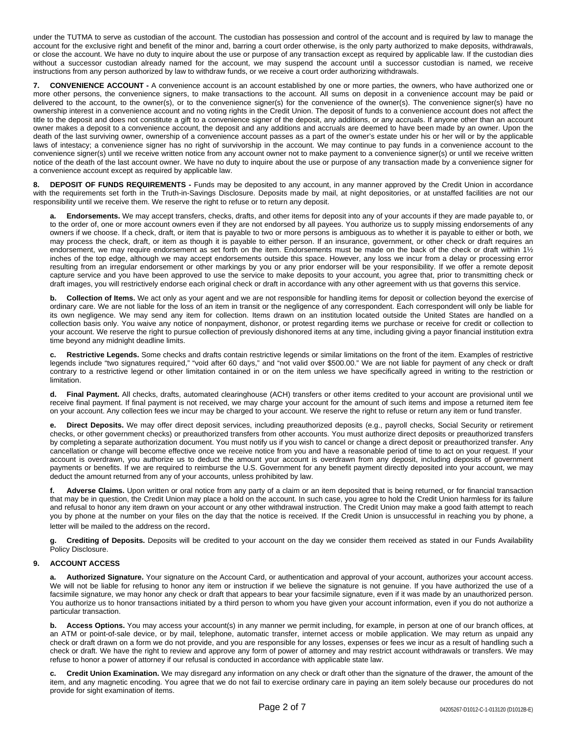under the TUTMA to serve as custodian of the account. The custodian has possession and control of the account and is required by law to manage the account for the exclusive right and benefit of the minor and, barring a court order otherwise, is the only party authorized to make deposits, withdrawals, or close the account. We have no duty to inquire about the use or purpose of any transaction except as required by applicable law. If the custodian dies without a successor custodian already named for the account, we may suspend the account until a successor custodian is named, we receive instructions from any person authorized by law to withdraw funds, or we receive a court order authorizing withdrawals.

**7. CONVENIENCE ACCOUNT -** A convenience account is an account established by one or more parties, the owners, who have authorized one or more other persons, the convenience signers, to make transactions to the account. All sums on deposit in a convenience account may be paid or delivered to the account, to the owner(s), or to the convenience signer(s) for the convenience of the owner(s). The convenience signer(s) have no ownership interest in a convenience account and no voting rights in the Credit Union. The deposit of funds to a convenience account does not affect the title to the deposit and does not constitute a gift to a convenience signer of the deposit, any additions, or any accruals. If anyone other than an account owner makes a deposit to a convenience account, the deposit and any additions and accruals are deemed to have been made by an owner. Upon the death of the last surviving owner, ownership of a convenience account passes as a part of the owner's estate under his or her will or by the applicable laws of intestacy; a convenience signer has no right of survivorship in the account. We may continue to pay funds in a convenience account to the convenience signer(s) until we receive written notice from any account owner not to make payment to a convenience signer(s) or until we receive written notice of the death of the last account owner. We have no duty to inquire about the use or purpose of any transaction made by a convenience signer for a convenience account except as required by applicable law.

**8. DEPOSIT OF FUNDS REQUIREMENTS -** Funds may be deposited to any account, in any manner approved by the Credit Union in accordance with the requirements set forth in the Truth-in-Savings Disclosure. Deposits made by mail, at night depositories, or at unstaffed facilities are not our responsibility until we receive them. We reserve the right to refuse or to return any deposit.

**a. Endorsements.** We may accept transfers, checks, drafts, and other items for deposit into any of your accounts if they are made payable to, or to the order of, one or more account owners even if they are not endorsed by all payees. You authorize us to supply missing endorsements of any owners if we choose. If a check, draft, or item that is payable to two or more persons is ambiguous as to whether it is payable to either or both, we may process the check, draft, or item as though it is payable to either person. If an insurance, government, or other check or draft requires an endorsement, we may require endorsement as set forth on the item. Endorsements must be made on the back of the check or draft within 1½ inches of the top edge, although we may accept endorsements outside this space. However, any loss we incur from a delay or processing error resulting from an irregular endorsement or other markings by you or any prior endorser will be your responsibility. If we offer a remote deposit capture service and you have been approved to use the service to make deposits to your account, you agree that, prior to transmitting check or draft images, you will restrictively endorse each original check or draft in accordance with any other agreement with us that governs this service.

**b. Collection of Items.** We act only as your agent and we are not responsible for handling items for deposit or collection beyond the exercise of ordinary care. We are not liable for the loss of an item in transit or the negligence of any correspondent. Each correspondent will only be liable for its own negligence. We may send any item for collection. Items drawn on an institution located outside the United States are handled on a collection basis only. You waive any notice of nonpayment, dishonor, or protest regarding items we purchase or receive for credit or collection to your account. We reserve the right to pursue collection of previously dishonored items at any time, including giving a payor financial institution extra time beyond any midnight deadline limits.

**c. Restrictive Legends.** Some checks and drafts contain restrictive legends or similar limitations on the front of the item. Examples of restrictive legends include "two signatures required," "void after 60 days," and "not valid over $500.00." We are not liable for payment of any check or draft contrary to a restrictive legend or other limitation contained in or on the item unless we have specifically agreed in writing to the restriction or limitation.

**d. Final Payment.** All checks, drafts, automated clearinghouse (ACH) transfers or other items credited to your account are provisional until we receive final payment. If final payment is not received, we may charge your account for the amount of such items and impose a returned item fee on your account. Any collection fees we incur may be charged to your account. We reserve the right to refuse or return any item or fund transfer.

**e. Direct Deposits.** We may offer direct deposit services, including preauthorized deposits (e.g., payroll checks, Social Security or retirement checks, or other government checks) or preauthorized transfers from other accounts. You must authorize direct deposits or preauthorized transfers by completing a separate authorization document. You must notify us if you wish to cancel or change a direct deposit or preauthorized transfer. Any cancellation or change will become effective once we receive notice from you and have a reasonable period of time to act on your request. If your account is overdrawn, you authorize us to deduct the amount your account is overdrawn from any deposit, including deposits of government payments or benefits. If we are required to reimburse the U.S. Government for any benefit payment directly deposited into your account, we may deduct the amount returned from any of your accounts, unless prohibited by law.

**f. Adverse Claims.** Upon written or oral notice from any party of a claim or an item deposited that is being returned, or for financial transaction that may be in question, the Credit Union may place a hold on the account. In such case, you agree to hold the Credit Union harmless for its failure and refusal to honor any item drawn on your account or any other withdrawal instruction. The Credit Union may make a good faith attempt to reach you by phone at the number on your files on the day that the notice is received. If the Credit Union is unsuccessful in reaching you by phone, a letter will be mailed to the address on the record.

**g. Crediting of Deposits.** Deposits will be credited to your account on the day we consider them received as stated in our Funds Availability Policy Disclosure.

**9. ACCOUNT ACCESS**

**a. Authorized Signature.** Your signature on the Account Card, or authentication and approval of your account, authorizes your account access. We will not be liable for refusing to honor any item or instruction if we believe the signature is not genuine. If you have authorized the use of a facsimile signature, we may honor any check or draft that appears to bear your facsimile signature, even if it was made by an unauthorized person. You authorize us to honor transactions initiated by a third person to whom you have given your account information, even if you do not authorize a particular transaction.

**b. Access Options.** You may access your account(s) in any manner we permit including, for example, in person at one of our branch offices, at an ATM or point-of-sale device, or by mail, telephone, automatic transfer, internet access or mobile application. We may return as unpaid any check or draft drawn on a form we do not provide, and you are responsible for any losses, expenses or fees we incur as a result of handling such a check or draft. We have the right to review and approve any form of power of attorney and may restrict account withdrawals or transfers. We may refuse to honor a power of attorney if our refusal is conducted in accordance with applicable state law.

**c. Credit Union Examination.** We may disregard any information on any check or draft other than the signature of the drawer, the amount of the item, and any magnetic encoding. You agree that we do not fail to exercise ordinary care in paying an item solely because our procedures do not provide for sight examination of items.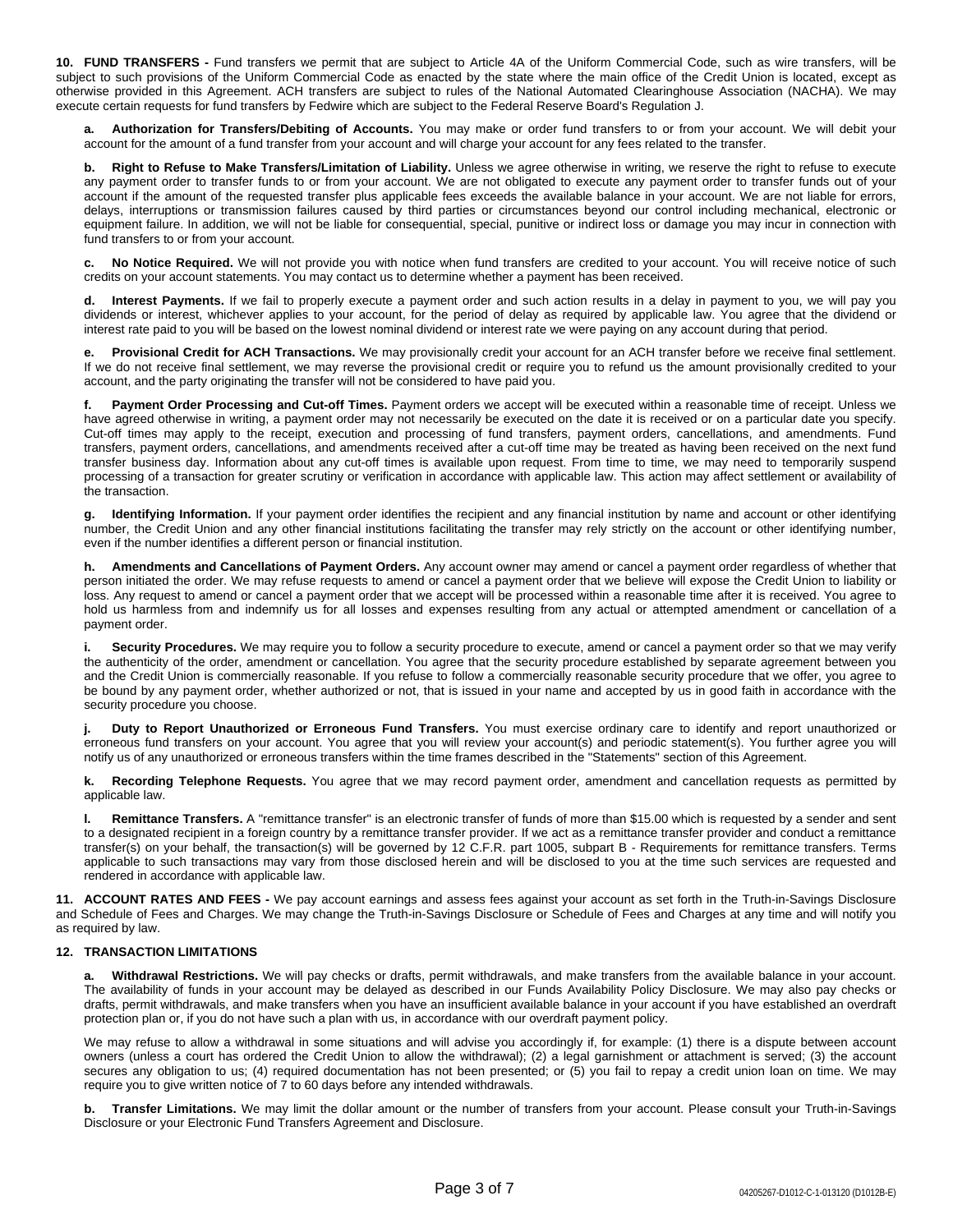**10. FUND TRANSFERS -** Fund transfers we permit that are subject to Article 4A of the Uniform Commercial Code, such as wire transfers, will be subject to such provisions of the Uniform Commercial Code as enacted by the state where the main office of the Credit Union is located, except as otherwise provided in this Agreement. ACH transfers are subject to rules of the National Automated Clearinghouse Association (NACHA). We may execute certain requests for fund transfers by Fedwire which are subject to the Federal Reserve Board's Regulation J.

**a. Authorization for Transfers/Debiting of Accounts.** You may make or order fund transfers to or from your account. We will debit your account for the amount of a fund transfer from your account and will charge your account for any fees related to the transfer.

**b. Right to Refuse to Make Transfers/Limitation of Liability.** Unless we agree otherwise in writing, we reserve the right to refuse to execute any payment order to transfer funds to or from your account. We are not obligated to execute any payment order to transfer funds out of your account if the amount of the requested transfer plus applicable fees exceeds the available balance in your account. We are not liable for errors, delays, interruptions or transmission failures caused by third parties or circumstances beyond our control including mechanical, electronic or equipment failure. In addition, we will not be liable for consequential, special, punitive or indirect loss or damage you may incur in connection with fund transfers to or from your account.

**c. No Notice Required.** We will not provide you with notice when fund transfers are credited to your account. You will receive notice of such credits on your account statements. You may contact us to determine whether a payment has been received.

**d. Interest Payments.** If we fail to properly execute a payment order and such action results in a delay in payment to you, we will pay you dividends or interest, whichever applies to your account, for the period of delay as required by applicable law. You agree that the dividend or interest rate paid to you will be based on the lowest nominal dividend or interest rate we were paying on any account during that period.

**e. Provisional Credit for ACH Transactions.** We may provisionally credit your account for an ACH transfer before we receive final settlement. If we do not receive final settlement, we may reverse the provisional credit or require you to refund us the amount provisionally credited to your account, and the party originating the transfer will not be considered to have paid you.

**f. Payment Order Processing and Cut-off Times.** Payment orders we accept will be executed within a reasonable time of receipt. Unless we have agreed otherwise in writing, a payment order may not necessarily be executed on the date it is received or on a particular date you specify. Cut-off times may apply to the receipt, execution and processing of fund transfers, payment orders, cancellations, and amendments. Fund transfers, payment orders, cancellations, and amendments received after a cut-off time may be treated as having been received on the next fund transfer business day. Information about any cut-off times is available upon request. From time to time, we may need to temporarily suspend processing of a transaction for greater scrutiny or verification in accordance with applicable law. This action may affect settlement or availability of the transaction.

**g. Identifying Information.** If your payment order identifies the recipient and any financial institution by name and account or other identifying number, the Credit Union and any other financial institutions facilitating the transfer may rely strictly on the account or other identifying number, even if the number identifies a different person or financial institution.

**h. Amendments and Cancellations of Payment Orders.** Any account owner may amend or cancel a payment order regardless of whether that person initiated the order. We may refuse requests to amend or cancel a payment order that we believe will expose the Credit Union to liability or loss. Any request to amend or cancel a payment order that we accept will be processed within a reasonable time after it is received. You agree to hold us harmless from and indemnify us for all losses and expenses resulting from any actual or attempted amendment or cancellation of a payment order.

**i. Security Procedures.** We may require you to follow a security procedure to execute, amend or cancel a payment order so that we may verify the authenticity of the order, amendment or cancellation. You agree that the security procedure established by separate agreement between you and the Credit Union is commercially reasonable. If you refuse to follow a commercially reasonable security procedure that we offer, you agree to be bound by any payment order, whether authorized or not, that is issued in your name and accepted by us in good faith in accordance with the security procedure you choose.

**j. Duty to Report Unauthorized or Erroneous Fund Transfers.** You must exercise ordinary care to identify and report unauthorized or erroneous fund transfers on your account. You agree that you will review your account(s) and periodic statement(s). You further agree you will notify us of any unauthorized or erroneous transfers within the time frames described in the "Statements" section of this Agreement.

**k. Recording Telephone Requests.** You agree that we may record payment order, amendment and cancellation requests as permitted by applicable law.

**l. Remittance Transfers.** A "remittance transfer" is an electronic transfer of funds of more than $15.00 which is requested by a sender and sent to a designated recipient in a foreign country by a remittance transfer provider. If we act as a remittance transfer provider and conduct a remittance transfer(s) on your behalf, the transaction(s) will be governed by 12 C.F.R. part 1005, subpart B - Requirements for remittance transfers. Terms applicable to such transactions may vary from those disclosed herein and will be disclosed to you at the time such services are requested and rendered in accordance with applicable law.

**11. ACCOUNT RATES AND FEES -** We pay account earnings and assess fees against your account as set forth in the Truth-in-Savings Disclosure and Schedule of Fees and Charges. We may change the Truth-in-Savings Disclosure or Schedule of Fees and Charges at any time and will notify you as required by law.

**12. TRANSACTION LIMITATIONS**

**a. Withdrawal Restrictions.** We will pay checks or drafts, permit withdrawals, and make transfers from the available balance in your account. The availability of funds in your account may be delayed as described in our Funds Availability Policy Disclosure. We may also pay checks or drafts, permit withdrawals, and make transfers when you have an insufficient available balance in your account if you have established an overdraft protection plan or, if you do not have such a plan with us, in accordance with our overdraft payment policy.

We may refuse to allow a withdrawal in some situations and will advise you accordingly if, for example: (1) there is a dispute between account owners (unless a court has ordered the Credit Union to allow the withdrawal); (2) a legal garnishment or attachment is served; (3) the account secures any obligation to us; (4) required documentation has not been presented; or (5) you fail to repay a credit union loan on time. We may require you to give written notice of 7 to 60 days before any intended withdrawals.

**b. Transfer Limitations.** We may limit the dollar amount or the number of transfers from your account. Please consult your Truth-in-Savings Disclosure or your Electronic Fund Transfers Agreement and Disclosure.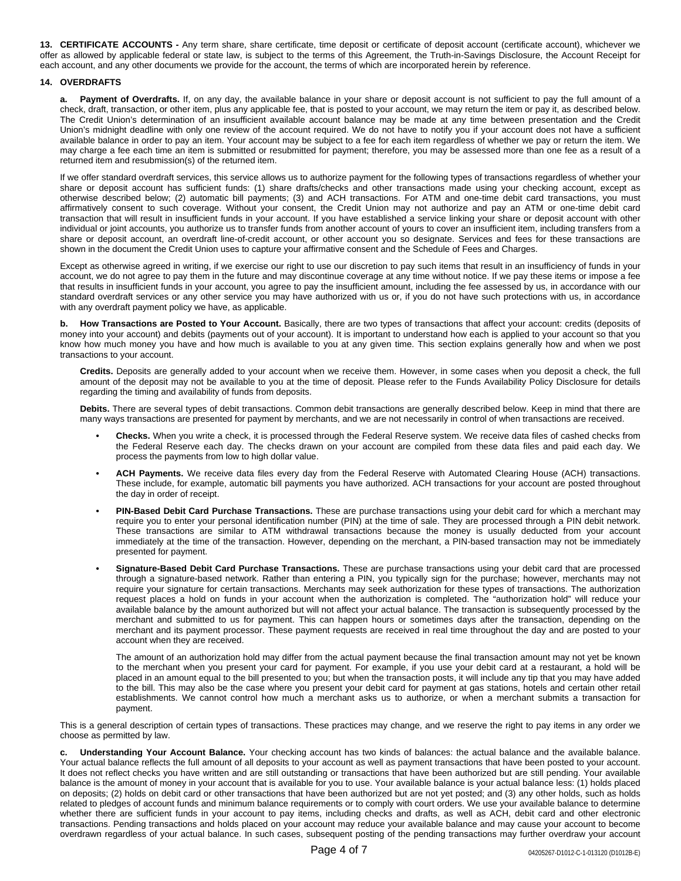**13. CERTIFICATE ACCOUNTS -** Any term share, share certificate, time deposit or certificate of deposit account (certificate account), whichever we offer as allowed by applicable federal or state law, is subject to the terms of this Agreement, the Truth-in-Savings Disclosure, the Account Receipt for each account, and any other documents we provide for the account, the terms of which are incorporated herein by reference.

**14. OVERDRAFTS**

**a. Payment of Overdrafts.** If, on any day, the available balance in your share or deposit account is not sufficient to pay the full amount of a check, draft, transaction, or other item, plus any applicable fee, that is posted to your account, we may return the item or pay it, as described below. The Credit Union's determination of an insufficient available account balance may be made at any time between presentation and the Credit Union's midnight deadline with only one review of the account required. We do not have to notify you if your account does not have a sufficient available balance in order to pay an item. Your account may be subject to a fee for each item regardless of whether we pay or return the item. We may charge a fee each time an item is submitted or resubmitted for payment; therefore, you may be assessed more than one fee as a result of a returned item and resubmission(s) of the returned item.

If we offer standard overdraft services, this service allows us to authorize payment for the following types of transactions regardless of whether your share or deposit account has sufficient funds: (1) share drafts/checks and other transactions made using your checking account, except as otherwise described below; (2) automatic bill payments; (3) and ACH transactions. For ATM and one-time debit card transactions, you must affirmatively consent to such coverage. Without your consent, the Credit Union may not authorize and pay an ATM or one-time debit card transaction that will result in insufficient funds in your account. If you have established a service linking your share or deposit account with other individual or joint accounts, you authorize us to transfer funds from another account of yours to cover an insufficient item, including transfers from a share or deposit account, an overdraft line-of-credit account, or other account you so designate. Services and fees for these transactions are shown in the document the Credit Union uses to capture your affirmative consent and the Schedule of Fees and Charges.

Except as otherwise agreed in writing, if we exercise our right to use our discretion to pay such items that result in an insufficiency of funds in your account, we do not agree to pay them in the future and may discontinue coverage at any time without notice. If we pay these items or impose a fee that results in insufficient funds in your account, you agree to pay the insufficient amount, including the fee assessed by us, in accordance with our standard overdraft services or any other service you may have authorized with us or, if you do not have such protections with us, in accordance with any overdraft payment policy we have, as applicable.

**b. How Transactions are Posted to Your Account.** Basically, there are two types of transactions that affect your account: credits (deposits of money into your account) and debits (payments out of your account). It is important to understand how each is applied to your account so that you know how much money you have and how much is available to you at any given time. This section explains generally how and when we post transactions to your account.

**Credits.** Deposits are generally added to your account when we receive them. However, in some cases when you deposit a check, the full amount of the deposit may not be available to you at the time of deposit. Please refer to the Funds Availability Policy Disclosure for details regarding the timing and availability of funds from deposits.

**Debits.** There are several types of debit transactions. Common debit transactions are generally described below. Keep in mind that there are many ways transactions are presented for payment by merchants, and we are not necessarily in control of when transactions are received.

- **Checks.** When you write a check, it is processed through the Federal Reserve system. We receive data files of cashed checks from the Federal Reserve each day. The checks drawn on your account are compiled from these data files and paid each day. We process the payments from low to high dollar value.
- **ACH Payments.** We receive data files every day from the Federal Reserve with Automated Clearing House (ACH) transactions. These include, for example, automatic bill payments you have authorized. ACH transactions for your account are posted throughout the day in order of receipt.
- **PIN-Based Debit Card Purchase Transactions.** These are purchase transactions using your debit card for which a merchant may require you to enter your personal identification number (PIN) at the time of sale. They are processed through a PIN debit network. These transactions are similar to ATM withdrawal transactions because the money is usually deducted from your account immediately at the time of the transaction. However, depending on the merchant, a PIN-based transaction may not be immediately presented for payment.
- **Signature-Based Debit Card Purchase Transactions.** These are purchase transactions using your debit card that are processed through a signature-based network. Rather than entering a PIN, you typically sign for the purchase; however, merchants may not require your signature for certain transactions. Merchants may seek authorization for these types of transactions. The authorization request places a hold on funds in your account when the authorization is completed. The "authorization hold" will reduce your available balance by the amount authorized but will not affect your actual balance. The transaction is subsequently processed by the merchant and submitted to us for payment. This can happen hours or sometimes days after the transaction, depending on the merchant and its payment processor. These payment requests are received in real time throughout the day and are posted to your account when they are received.

  The amount of an authorization hold may differ from the actual payment because the final transaction amount may not yet be known to the merchant when you present your card for payment. For example, if you use your debit card at a restaurant, a hold will be placed in an amount equal to the bill presented to you; but when the transaction posts, it will include any tip that you may have added to the bill. This may also be the case where you present your debit card for payment at gas stations, hotels and certain other retail establishments. We cannot control how much a merchant asks us to authorize, or when a merchant submits a transaction for payment.

This is a general description of certain types of transactions. These practices may change, and we reserve the right to pay items in any order we choose as permitted by law.

**c. Understanding Your Account Balance.** Your checking account has two kinds of balances: the actual balance and the available balance. Your actual balance reflects the full amount of all deposits to your account as well as payment transactions that have been posted to your account. It does not reflect checks you have written and are still outstanding or transactions that have been authorized but are still pending. Your available balance is the amount of money in your account that is available for you to use. Your available balance is your actual balance less: (1) holds placed on deposits; (2) holds on debit card or other transactions that have been authorized but are not yet posted; and (3) any other holds, such as holds related to pledges of account funds and minimum balance requirements or to comply with court orders. We use your available balance to determine whether there are sufficient funds in your account to pay items, including checks and drafts, as well as ACH, debit card and other electronic transactions. Pending transactions and holds placed on your account may reduce your available balance and may cause your account to become overdrawn regardless of your actual balance. In such cases, subsequent posting of the pending transactions may further overdraw your account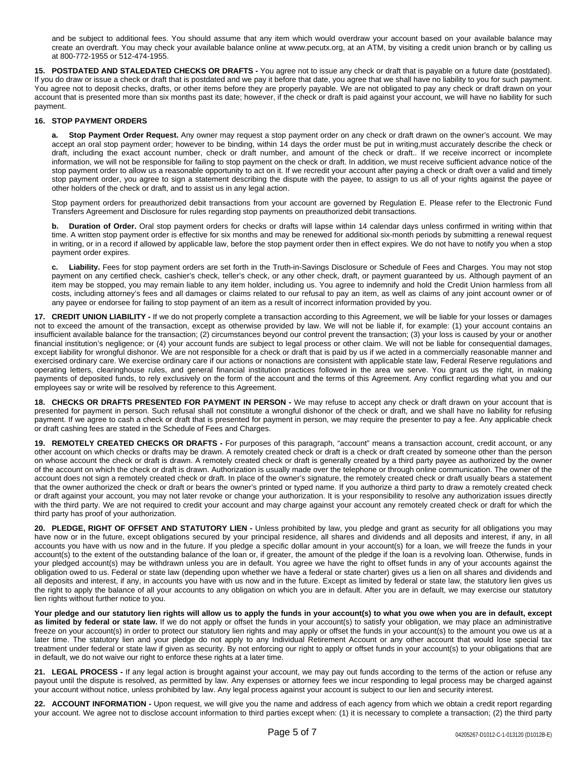and be subject to additional fees. You should assume that any item which would overdraw your account based on your available balance may create an overdraft. You may check your available balance online at www.pecutx.org, at an ATM, by visiting a credit union branch or by calling us at 800-772-1955 or 512-474-1955.

**15. POSTDATED AND STALEDATED CHECKS OR DRAFTS -** You agree not to issue any check or draft that is payable on a future date (postdated). If you do draw or issue a check or draft that is postdated and we pay it before that date, you agree that we shall have no liability to you for such payment. You agree not to deposit checks, drafts, or other items before they are properly payable. We are not obligated to pay any check or draft drawn on your account that is presented more than six months past its date; however, if the check or draft is paid against your account, we will have no liability for such payment.

**16. STOP PAYMENT ORDERS**

**a. Stop Payment Order Request.** Any owner may request a stop payment order on any check or draft drawn on the owner's account. We may accept an oral stop payment order; however to be binding, within 14 days the order must be put in writing,must accurately describe the check or draft, including the exact account number, check or draft number, and amount of the check or draft.. If we receive incorrect or incomplete information, we will not be responsible for failing to stop payment on the check or draft. In addition, we must receive sufficient advance notice of the stop payment order to allow us a reasonable opportunity to act on it. If we recredit your account after paying a check or draft over a valid and timely stop payment order, you agree to sign a statement describing the dispute with the payee, to assign to us all of your rights against the payee or other holders of the check or draft, and to assist us in any legal action.

Stop payment orders for preauthorized debit transactions from your account are governed by Regulation E. Please refer to the Electronic Fund Transfers Agreement and Disclosure for rules regarding stop payments on preauthorized debit transactions.

**b. Duration of Order.** Oral stop payment orders for checks or drafts will lapse within 14 calendar days unless confirmed in writing within that time. A written stop payment order is effective for six months and may be renewed for additional six-month periods by submitting a renewal request in writing, or in a record if allowed by applicable law, before the stop payment order then in effect expires. We do not have to notify you when a stop payment order expires.

**c. Liability.** Fees for stop payment orders are set forth in the Truth-in-Savings Disclosure or Schedule of Fees and Charges. You may not stop payment on any certified check, cashier's check, teller's check, or any other check, draft, or payment guaranteed by us. Although payment of an item may be stopped, you may remain liable to any item holder, including us. You agree to indemnify and hold the Credit Union harmless from all costs, including attorney's fees and all damages or claims related to our refusal to pay an item, as well as claims of any joint account owner or of any payee or endorsee for failing to stop payment of an item as a result of incorrect information provided by you.

**17. CREDIT UNION LIABILITY -** If we do not properly complete a transaction according to this Agreement, we will be liable for your losses or damages not to exceed the amount of the transaction, except as otherwise provided by law. We will not be liable if, for example: (1) your account contains an insufficient available balance for the transaction; (2) circumstances beyond our control prevent the transaction; (3) your loss is caused by your or another financial institution's negligence; or (4) your account funds are subject to legal process or other claim. We will not be liable for consequential damages, except liability for wrongful dishonor. We are not responsible for a check or draft that is paid by us if we acted in a commercially reasonable manner and exercised ordinary care. We exercise ordinary care if our actions or nonactions are consistent with applicable state law, Federal Reserve regulations and operating letters, clearinghouse rules, and general financial institution practices followed in the area we serve. You grant us the right, in making payments of deposited funds, to rely exclusively on the form of the account and the terms of this Agreement. Any conflict regarding what you and our employees say or write will be resolved by reference to this Agreement.

**18. CHECKS OR DRAFTS PRESENTED FOR PAYMENT IN PERSON -** We may refuse to accept any check or draft drawn on your account that is presented for payment in person. Such refusal shall not constitute a wrongful dishonor of the check or draft, and we shall have no liability for refusing payment. If we agree to cash a check or draft that is presented for payment in person, we may require the presenter to pay a fee. Any applicable check or draft cashing fees are stated in the Schedule of Fees and Charges.

**19. REMOTELY CREATED CHECKS OR DRAFTS -** For purposes of this paragraph, "account" means a transaction account, credit account, or any other account on which checks or drafts may be drawn. A remotely created check or draft is a check or draft created by someone other than the person on whose account the check or draft is drawn. A remotely created check or draft is generally created by a third party payee as authorized by the owner of the account on which the check or draft is drawn. Authorization is usually made over the telephone or through online communication. The owner of the account does not sign a remotely created check or draft. In place of the owner's signature, the remotely created check or draft usually bears a statement that the owner authorized the check or draft or bears the owner's printed or typed name. If you authorize a third party to draw a remotely created check or draft against your account, you may not later revoke or change your authorization. It is your responsibility to resolve any authorization issues directly with the third party. We are not required to credit your account and may charge against your account any remotely created check or draft for which the third party has proof of your authorization.

**20. PLEDGE, RIGHT OF OFFSET AND STATUTORY LIEN -** Unless prohibited by law, you pledge and grant as security for all obligations you may have now or in the future, except obligations secured by your principal residence, all shares and dividends and all deposits and interest, if any, in all accounts you have with us now and in the future. If you pledge a specific dollar amount in your account(s) for a loan, we will freeze the funds in your account(s) to the extent of the outstanding balance of the loan or, if greater, the amount of the pledge if the loan is a revolving loan. Otherwise, funds in your pledged account(s) may be withdrawn unless you are in default. You agree we have the right to offset funds in any of your accounts against the obligation owed to us. Federal or state law (depending upon whether we have a federal or state charter) gives us a lien on all shares and dividends and all deposits and interest, if any, in accounts you have with us now and in the future. Except as limited by federal or state law, the statutory lien gives us the right to apply the balance of all your accounts to any obligation on which you are in default. After you are in default, we may exercise our statutory lien rights without further notice to you.

**Your pledge and our statutory lien rights will allow us to apply the funds in your account(s) to what you owe when you are in default, except as limited by federal or state law.** If we do not apply or offset the funds in your account(s) to satisfy your obligation, we may place an administrative freeze on your account(s) in order to protect our statutory lien rights and may apply or offset the funds in your account(s) to the amount you owe us at a later time. The statutory lien and your pledge do not apply to any Individual Retirement Account or any other account that would lose special tax treatment under federal or state law if given as security. By not enforcing our right to apply or offset funds in your account(s) to your obligations that are in default, we do not waive our right to enforce these rights at a later time.

**21. LEGAL PROCESS -** If any legal action is brought against your account, we may pay out funds according to the terms of the action or refuse any payout until the dispute is resolved, as permitted by law. Any expenses or attorney fees we incur responding to legal process may be charged against your account without notice, unless prohibited by law. Any legal process against your account is subject to our lien and security interest.

**22. ACCOUNT INFORMATION -** Upon request, we will give you the name and address of each agency from which we obtain a credit report regarding your account. We agree not to disclose account information to third parties except when: (1) it is necessary to complete a transaction; (2) the third party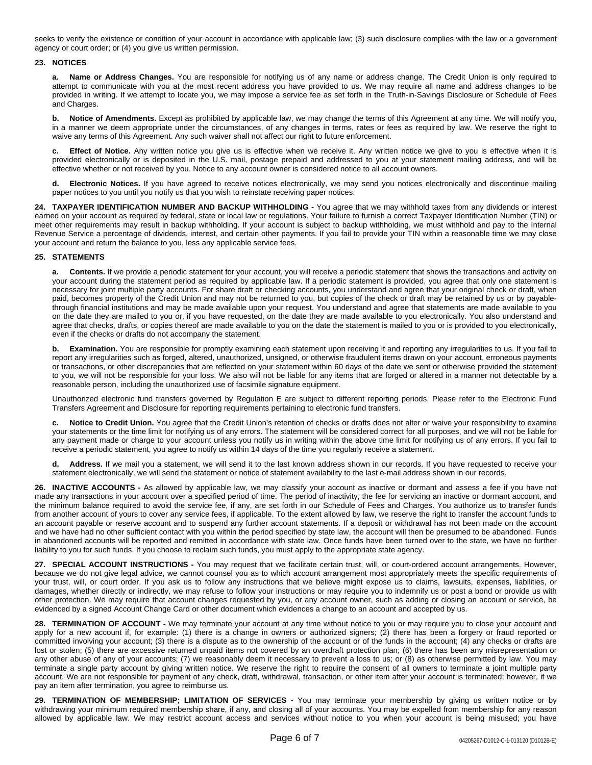seeks to verify the existence or condition of your account in accordance with applicable law; (3) such disclosure complies with the law or a government agency or court order; or (4) you give us written permission.

**23. NOTICES**

**a. Name or Address Changes.** You are responsible for notifying us of any name or address change. The Credit Union is only required to attempt to communicate with you at the most recent address you have provided to us. We may require all name and address changes to be provided in writing. If we attempt to locate you, we may impose a service fee as set forth in the Truth-in-Savings Disclosure or Schedule of Fees and Charges.

**b. Notice of Amendments.** Except as prohibited by applicable law, we may change the terms of this Agreement at any time. We will notify you, in a manner we deem appropriate under the circumstances, of any changes in terms, rates or fees as required by law. We reserve the right to waive any terms of this Agreement. Any such waiver shall not affect our right to future enforcement.

**c. Effect of Notice.** Any written notice you give us is effective when we receive it. Any written notice we give to you is effective when it is provided electronically or is deposited in the U.S. mail, postage prepaid and addressed to you at your statement mailing address, and will be effective whether or not received by you. Notice to any account owner is considered notice to all account owners.

**d. Electronic Notices.** If you have agreed to receive notices electronically, we may send you notices electronically and discontinue mailing paper notices to you until you notify us that you wish to reinstate receiving paper notices.

**24. TAXPAYER IDENTIFICATION NUMBER AND BACKUP WITHHOLDING -** You agree that we may withhold taxes from any dividends or interest earned on your account as required by federal, state or local law or regulations. Your failure to furnish a correct Taxpayer Identification Number (TIN) or meet other requirements may result in backup withholding. If your account is subject to backup withholding, we must withhold and pay to the Internal Revenue Service a percentage of dividends, interest, and certain other payments. If you fail to provide your TIN within a reasonable time we may close your account and return the balance to you, less any applicable service fees.

**25. STATEMENTS**

**a. Contents.** If we provide a periodic statement for your account, you will receive a periodic statement that shows the transactions and activity on your account during the statement period as required by applicable law. If a periodic statement is provided, you agree that only one statement is necessary for joint multiple party accounts. For share draft or checking accounts, you understand and agree that your original check or draft, when paid, becomes property of the Credit Union and may not be returned to you, but copies of the check or draft may be retained by us or by payable-through financial institutions and may be made available upon your request. You understand and agree that statements are made available to you on the date they are mailed to you or, if you have requested, on the date they are made available to you electronically. You also understand and agree that checks, drafts, or copies thereof are made available to you on the date the statement is mailed to you or is provided to you electronically, even if the checks or drafts do not accompany the statement.

**b. Examination.** You are responsible for promptly examining each statement upon receiving it and reporting any irregularities to us. If you fail to report any irregularities such as forged, altered, unauthorized, unsigned, or otherwise fraudulent items drawn on your account, erroneous payments or transactions, or other discrepancies that are reflected on your statement within 60 days of the date we sent or otherwise provided the statement to you, we will not be responsible for your loss. We also will not be liable for any items that are forged or altered in a manner not detectable by a reasonable person, including the unauthorized use of facsimile signature equipment.

Unauthorized electronic fund transfers governed by Regulation E are subject to different reporting periods. Please refer to the Electronic Fund Transfers Agreement and Disclosure for reporting requirements pertaining to electronic fund transfers.

**c. Notice to Credit Union.** You agree that the Credit Union's retention of checks or drafts does not alter or waive your responsibility to examine your statements or the time limit for notifying us of any errors. The statement will be considered correct for all purposes, and we will not be liable for any payment made or charge to your account unless you notify us in writing within the above time limit for notifying us of any errors. If you fail to receive a periodic statement, you agree to notify us within 14 days of the time you regularly receive a statement.

**d. Address.** If we mail you a statement, we will send it to the last known address shown in our records. If you have requested to receive your statement electronically, we will send the statement or notice of statement availability to the last e-mail address shown in our records.

**26. INACTIVE ACCOUNTS -** As allowed by applicable law, we may classify your account as inactive or dormant and assess a fee if you have not made any transactions in your account over a specified period of time. The period of inactivity, the fee for servicing an inactive or dormant account, and the minimum balance required to avoid the service fee, if any, are set forth in our Schedule of Fees and Charges. You authorize us to transfer funds from another account of yours to cover any service fees, if applicable. To the extent allowed by law, we reserve the right to transfer the account funds to an account payable or reserve account and to suspend any further account statements. If a deposit or withdrawal has not been made on the account and we have had no other sufficient contact with you within the period specified by state law, the account will then be presumed to be abandoned. Funds in abandoned accounts will be reported and remitted in accordance with state law. Once funds have been turned over to the state, we have no further liability to you for such funds. If you choose to reclaim such funds, you must apply to the appropriate state agency.

**27. SPECIAL ACCOUNT INSTRUCTIONS -** You may request that we facilitate certain trust, will, or court-ordered account arrangements. However, because we do not give legal advice, we cannot counsel you as to which account arrangement most appropriately meets the specific requirements of your trust, will, or court order. If you ask us to follow any instructions that we believe might expose us to claims, lawsuits, expenses, liabilities, or damages, whether directly or indirectly, we may refuse to follow your instructions or may require you to indemnify us or post a bond or provide us with other protection. We may require that account changes requested by you, or any account owner, such as adding or closing an account or service, be evidenced by a signed Account Change Card or other document which evidences a change to an account and accepted by us.

**28. TERMINATION OF ACCOUNT -** We may terminate your account at any time without notice to you or may require you to close your account and apply for a new account if, for example: (1) there is a change in owners or authorized signers; (2) there has been a forgery or fraud reported or committed involving your account; (3) there is a dispute as to the ownership of the account or of the funds in the account; (4) any checks or drafts are lost or stolen; (5) there are excessive returned unpaid items not covered by an overdraft protection plan; (6) there has been any misrepresentation or any other abuse of any of your accounts; (7) we reasonably deem it necessary to prevent a loss to us; or (8) as otherwise permitted by law. You may terminate a single party account by giving written notice. We reserve the right to require the consent of all owners to terminate a joint multiple party account. We are not responsible for payment of any check, draft, withdrawal, transaction, or other item after your account is terminated; however, if we pay an item after termination, you agree to reimburse us.

**29. TERMINATION OF MEMBERSHIP; LIMITATION OF SERVICES -** You may terminate your membership by giving us written notice or by withdrawing your minimum required membership share, if any, and closing all of your accounts. You may be expelled from membership for any reason allowed by applicable law. We may restrict account access and services without notice to you when your account is being misused; you have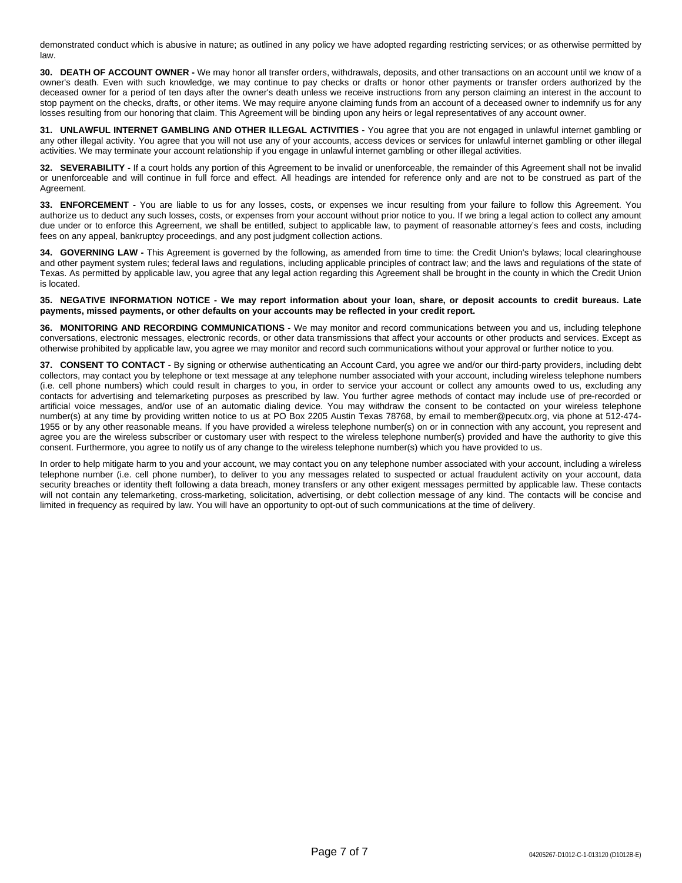demonstrated conduct which is abusive in nature; as outlined in any policy we have adopted regarding restricting services; or as otherwise permitted by law.

**30. DEATH OF ACCOUNT OWNER -** We may honor all transfer orders, withdrawals, deposits, and other transactions on an account until we know of a owner's death. Even with such knowledge, we may continue to pay checks or drafts or honor other payments or transfer orders authorized by the deceased owner for a period of ten days after the owner's death unless we receive instructions from any person claiming an interest in the account to stop payment on the checks, drafts, or other items. We may require anyone claiming funds from an account of a deceased owner to indemnify us for any losses resulting from our honoring that claim. This Agreement will be binding upon any heirs or legal representatives of any account owner.

**31. UNLAWFUL INTERNET GAMBLING AND OTHER ILLEGAL ACTIVITIES -** You agree that you are not engaged in unlawful internet gambling or any other illegal activity. You agree that you will not use any of your accounts, access devices or services for unlawful internet gambling or other illegal activities. We may terminate your account relationship if you engage in unlawful internet gambling or other illegal activities.

**32. SEVERABILITY -** If a court holds any portion of this Agreement to be invalid or unenforceable, the remainder of this Agreement shall not be invalid or unenforceable and will continue in full force and effect. All headings are intended for reference only and are not to be construed as part of the Agreement.

**33. ENFORCEMENT -** You are liable to us for any losses, costs, or expenses we incur resulting from your failure to follow this Agreement. You authorize us to deduct any such losses, costs, or expenses from your account without prior notice to you. If we bring a legal action to collect any amount due under or to enforce this Agreement, we shall be entitled, subject to applicable law, to payment of reasonable attorney's fees and costs, including fees on any appeal, bankruptcy proceedings, and any post judgment collection actions.

**34. GOVERNING LAW -** This Agreement is governed by the following, as amended from time to time: the Credit Union's bylaws; local clearinghouse and other payment system rules; federal laws and regulations, including applicable principles of contract law; and the laws and regulations of the state of Texas. As permitted by applicable law, you agree that any legal action regarding this Agreement shall be brought in the county in which the Credit Union is located.

**35. NEGATIVE INFORMATION NOTICE - We may report information about your loan, share, or deposit accounts to credit bureaus. Late payments, missed payments, or other defaults on your accounts may be reflected in your credit report.**

**36. MONITORING AND RECORDING COMMUNICATIONS -** We may monitor and record communications between you and us, including telephone conversations, electronic messages, electronic records, or other data transmissions that affect your accounts or other products and services. Except as otherwise prohibited by applicable law, you agree we may monitor and record such communications without your approval or further notice to you.

**37. CONSENT TO CONTACT -** By signing or otherwise authenticating an Account Card, you agree we and/or our third-party providers, including debt collectors, may contact you by telephone or text message at any telephone number associated with your account, including wireless telephone numbers (i.e. cell phone numbers) which could result in charges to you, in order to service your account or collect any amounts owed to us, excluding any contacts for advertising and telemarketing purposes as prescribed by law. You further agree methods of contact may include use of pre-recorded or artificial voice messages, and/or use of an automatic dialing device. You may withdraw the consent to be contacted on your wireless telephone number(s) at any time by providing written notice to us at PO Box 2205 Austin Texas 78768, by email to member@pecutx.org, via phone at 512-474-1955 or by any other reasonable means. If you have provided a wireless telephone number(s) on or in connection with any account, you represent and agree you are the wireless subscriber or customary user with respect to the wireless telephone number(s) provided and have the authority to give this consent. Furthermore, you agree to notify us of any change to the wireless telephone number(s) which you have provided to us.

In order to help mitigate harm to you and your account, we may contact you on any telephone number associated with your account, including a wireless telephone number (i.e. cell phone number), to deliver to you any messages related to suspected or actual fraudulent activity on your account, data security breaches or identity theft following a data breach, money transfers or any other exigent messages permitted by applicable law. These contacts will not contain any telemarketing, cross-marketing, solicitation, advertising, or debt collection message of any kind. The contacts will be concise and limited in frequency as required by law. You will have an opportunity to opt-out of such communications at the time of delivery.